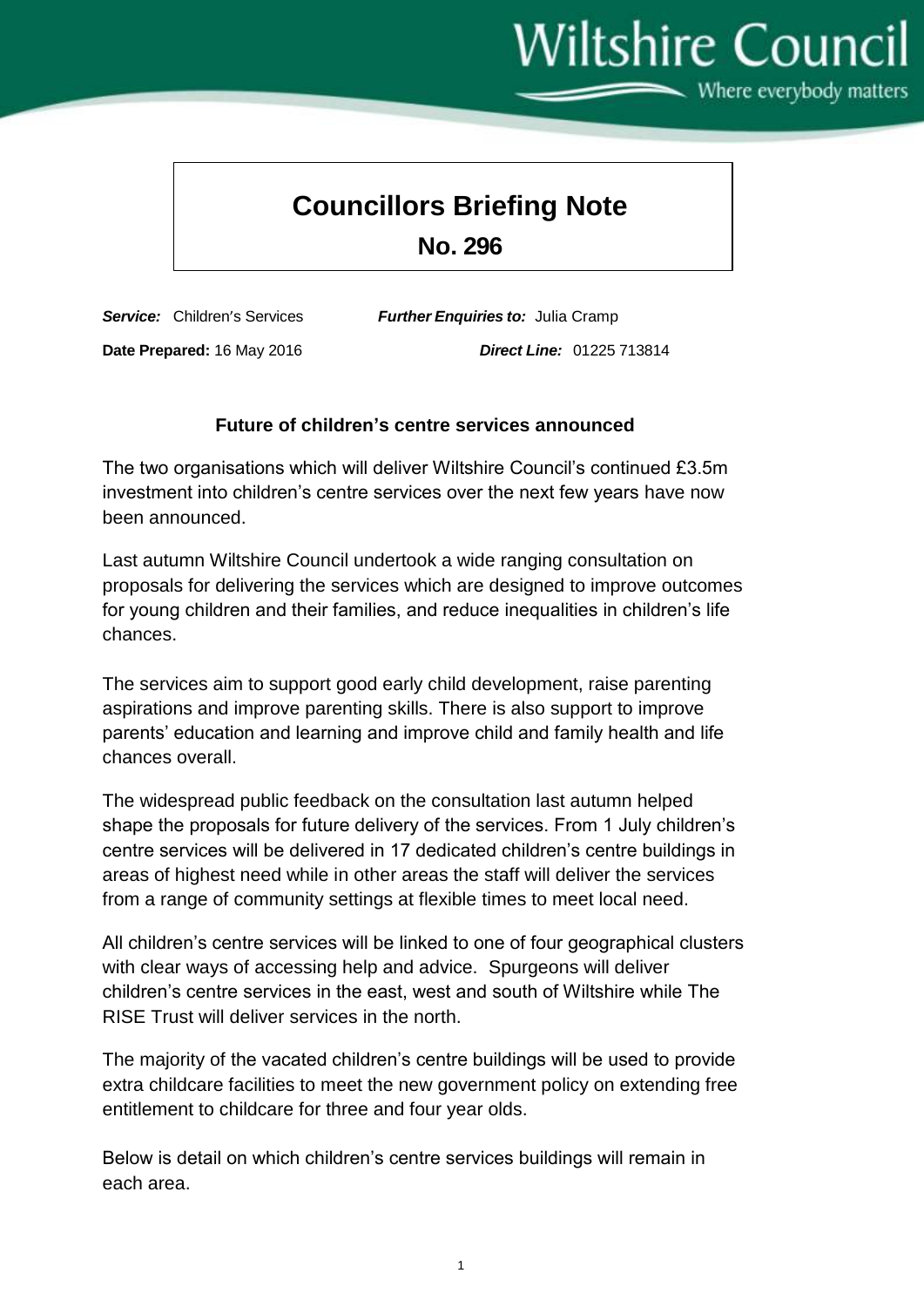Wiltshire Council

Where everybody matters

# Councillors Briefing Note

## No. 296

***Service:*** Children's Services ***Further Enquiries to:*** Julia Cramp

**Date Prepared:** 16 May 2016 ***Direct Line:*** 01225 713814

### Future of children's centre services announced

The two organisations which will deliver Wiltshire Council's continued £3.5m investment into children's centre services over the next few years have now been announced.

Last autumn Wiltshire Council undertook a wide ranging consultation on proposals for delivering the services which are designed to improve outcomes for young children and their families, and reduce inequalities in children's life chances.

The services aim to support good early child development, raise parenting aspirations and improve parenting skills. There is also support to improve parents' education and learning and improve child and family health and life chances overall.

The widespread public feedback on the consultation last autumn helped shape the proposals for future delivery of the services. From 1 July children's centre services will be delivered in 17 dedicated children's centre buildings in areas of highest need while in other areas the staff will deliver the services from a range of community settings at flexible times to meet local need.

All children's centre services will be linked to one of four geographical clusters with clear ways of accessing help and advice. Spurgeons will deliver children's centre services in the east, west and south of Wiltshire while The RISE Trust will deliver services in the north.

The majority of the vacated children's centre buildings will be used to provide extra childcare facilities to meet the new government policy on extending free entitlement to childcare for three and four year olds.

Below is detail on which children's centre services buildings will remain in each area.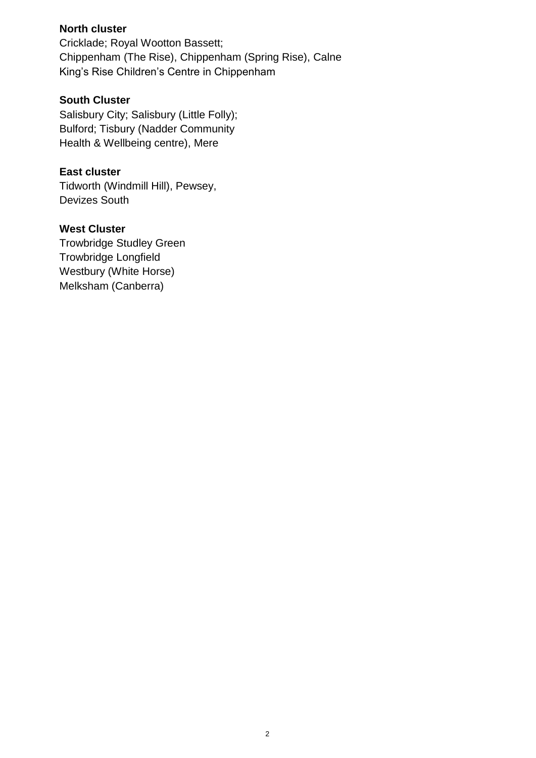**North cluster**
Cricklade; Royal Wootton Bassett;
Chippenham (The Rise), Chippenham (Spring Rise), Calne
King's Rise Children's Centre in Chippenham

**South Cluster**
Salisbury City; Salisbury (Little Folly);
Bulford; Tisbury (Nadder Community
Health & Wellbeing centre), Mere

**East cluster**
Tidworth (Windmill Hill), Pewsey,
Devizes South

**West Cluster**
Trowbridge Studley Green
Trowbridge Longfield
Westbury (White Horse)
Melksham (Canberra)